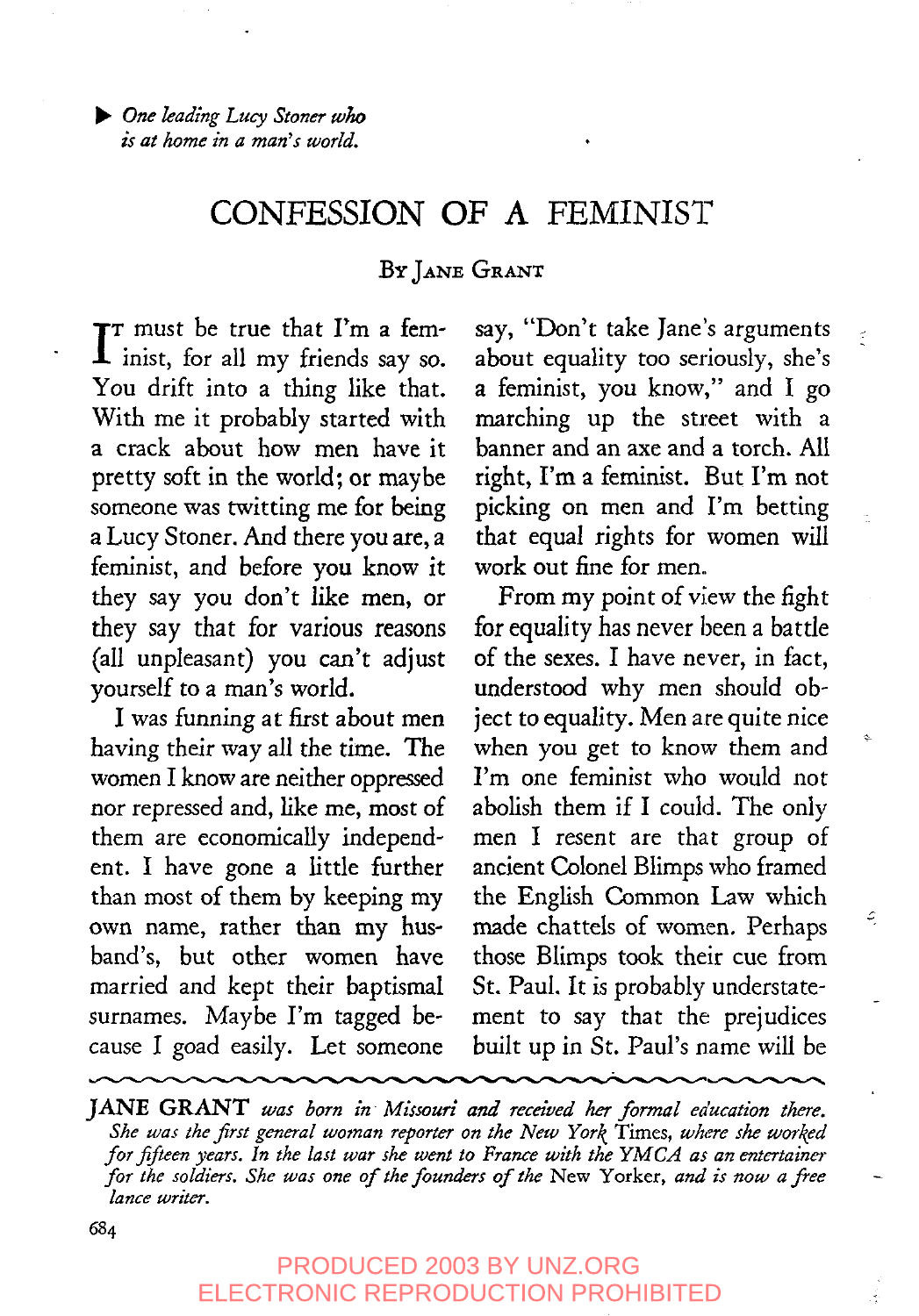*One leading Lucy Stoner who is at home in a man's world.*

# CONFESSION OF A FEMINIST

By Jane Grant

It must be true that I'm a feminist, for all my friends say so. You drift into a thing like that. With me it probably started with a crack about how men have it pretty soft in the world; or maybe someone was twitting me for being a Lucy Stoner. And there you are, a feminist, and before you know it they say you don't like men, or they say that for various reasons (all unpleasant) you can't adjust yourself to a man's world.

I was funning at first about men having their way all the time. The women I know are neither oppressed nor repressed and, like me, most of them are economically independent. I have gone a little further than most of them by keeping my own name, rather than my husband's, but other women have married and kept their baptismal surnames. Maybe I'm tagged because I goad easily. Let someone say, "Don't take Jane's arguments about equality too seriously, she's a feminist, you know," and I go marching up the street with a banner and an axe and a torch. All right, I'm a feminist. But I'm not picking on men and I'm betting that equal rights for women will work out fine for men.

From my point of view the fight for equality has never been a battle of the sexes. I have never, in fact, understood why men should object to equality. Men are quite nice when you get to know them and I'm one feminist who would not abolish them if I could. The only men I resent are that group of ancient Colonel Blimps who framed the English Common Law which made chattels of women. Perhaps those Blimps took their cue from St. Paul. It is probably understatement to say that the prejudices built up in St. Paul's name will be

---

**JANE GRANT** *was born in Missouri and received her formal education there. She was the first general woman reporter on the New York* Times, *where she worked for fifteen years. In the last war she went to France with the YMCA as an entertainer for the soldiers. She was one of the founders of the* New Yorker, *and is now a free lance writer.*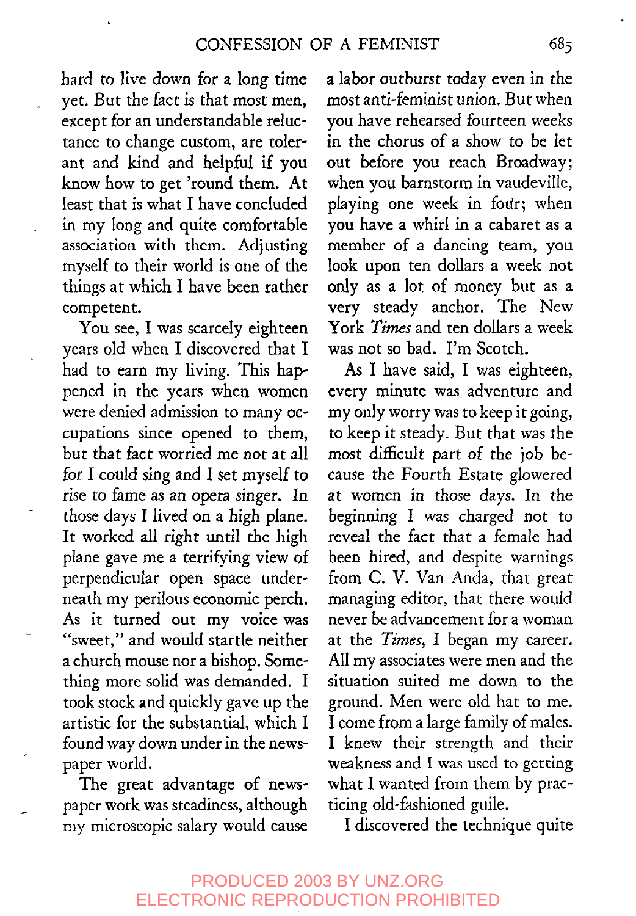hard to live down for a long time yet. But the fact is that most men, except for an understandable reluctance to change custom, are tolerant and kind and helpful if you know how to get 'round them. At least that is what I have concluded in my long and quite comfortable association with them. Adjusting myself to their world is one of the things at which I have been rather competent.

You see, I was scarcely eighteen years old when I discovered that I had to earn my living. This happened in the years when women were denied admission to many occupations since opened to them, but that fact worried me not at all for I could sing and I set myself to rise to fame as an opera singer. In those days I lived on a high plane. It worked all right until the high plane gave me a terrifying view of perpendicular open space underneath my perilous economic perch. As it turned out my voice was "sweet," and would startle neither a church mouse nor a bishop. Something more solid was demanded. I took stock and quickly gave up the artistic for the substantial, which I found way down under in the newspaper world.

The great advantage of newspaper work was steadiness, although my microscopic salary would cause a labor outburst today even in the most anti-feminist union. But when you have rehearsed fourteen weeks in the chorus of a show to be let out before you reach Broadway; when you barnstorm in vaudeville, playing one week in four; when you have a whirl in a cabaret as a member of a dancing team, you look upon ten dollars a week not only as a lot of money but as a very steady anchor. The New York *Times* and ten dollars a week was not so bad. I'm Scotch.

As I have said, I was eighteen, every minute was adventure and my only worry was to keep it going, to keep it steady. But that was the most difficult part of the job because the Fourth Estate glowered at women in those days. In the beginning I was charged not to reveal the fact that a female had been hired, and despite warnings from C. V. Van Anda, that great managing editor, that there would never be advancement for a woman at the *Times*, I began my career. All my associates were men and the situation suited me down to the ground. Men were old hat to me. I come from a large family of males. I knew their strength and their weakness and I was used to getting what I wanted from them by practicing old-fashioned guile.

I discovered the technique quite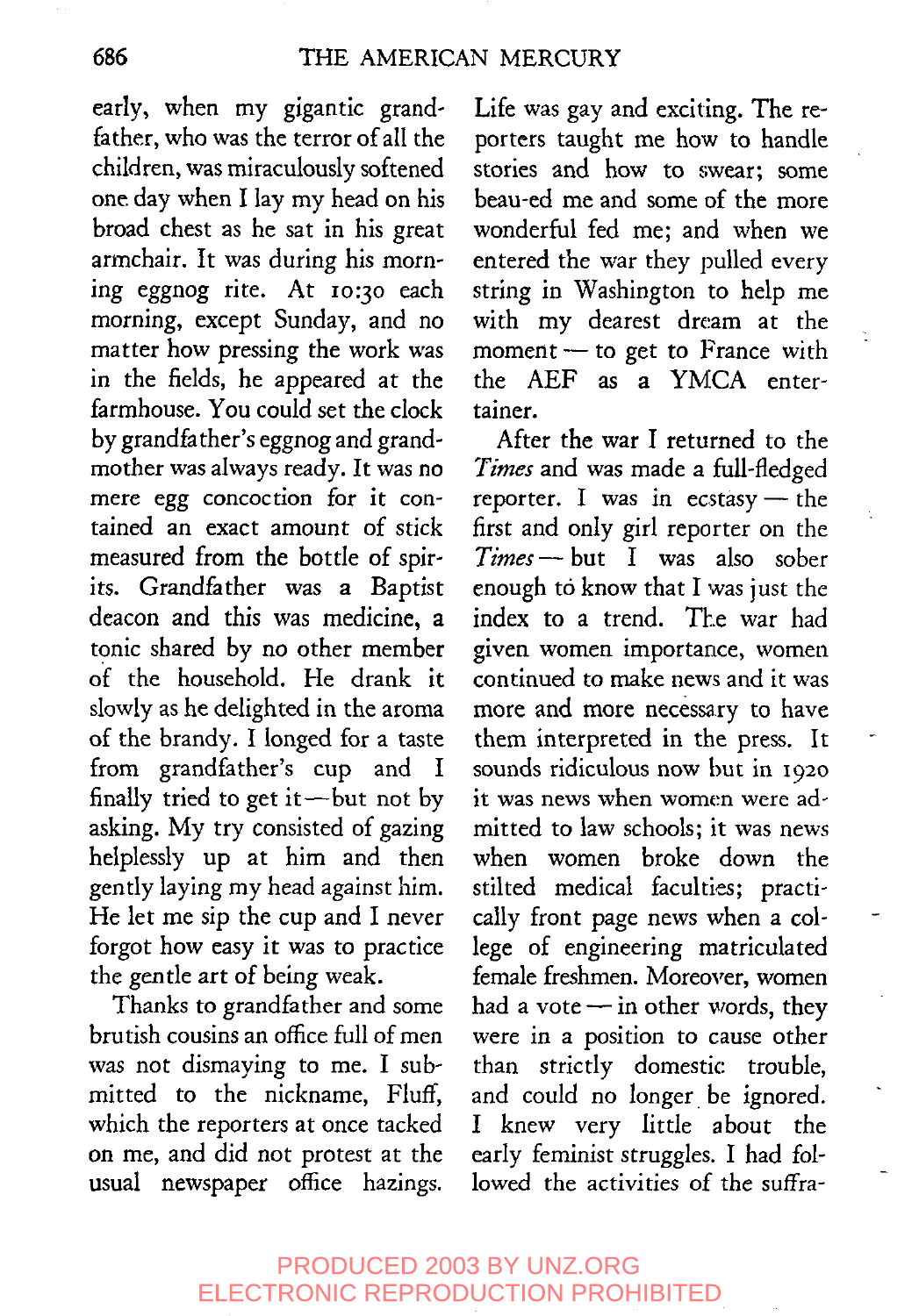early, when my gigantic grandfather, who was the terror of all the children, was miraculously softened one day when I lay my head on his broad chest as he sat in his great armchair. It was during his morning eggnog rite. At 10:30 each morning, except Sunday, and no matter how pressing the work was in the fields, he appeared at the farmhouse. You could set the clock by grandfather's eggnog and grandmother was always ready. It was no mere egg concoction for it contained an exact amount of stick measured from the bottle of spirits. Grandfather was a Baptist deacon and this was medicine, a tonic shared by no other member of the household. He drank it slowly as he delighted in the aroma of the brandy. I longed for a taste from grandfather's cup and I finally tried to get it—but not by asking. My try consisted of gazing helplessly up at him and then gently laying my head against him. He let me sip the cup and I never forgot how easy it was to practice the gentle art of being weak.

Thanks to grandfather and some brutish cousins an office full of men was not dismaying to me. I submitted to the nickname, Fluff, which the reporters at once tacked on me, and did not protest at the usual newspaper office hazings. Life was gay and exciting. The reporters taught me how to handle stories and how to swear; some beau-ed me and some of the more wonderful fed me; and when we entered the war they pulled every string in Washington to help me with my dearest dream at the moment — to get to France with the AEF as a YMCA entertainer.

After the war I returned to the *Times* and was made a full-fledged reporter. I was in ecstasy — the first and only girl reporter on the *Times* — but I was also sober enough to know that I was just the index to a trend. The war had given women importance, women continued to make news and it was more and more necessary to have them interpreted in the press. It sounds ridiculous now but in 1920 it was news when women were admitted to law schools; it was news when women broke down the stilted medical faculties; practically front page news when a college of engineering matriculated female freshmen. Moreover, women had a vote — in other words, they were in a position to cause other than strictly domestic trouble, and could no longer be ignored. I knew very little about the early feminist struggles. I had followed the activities of the suffra-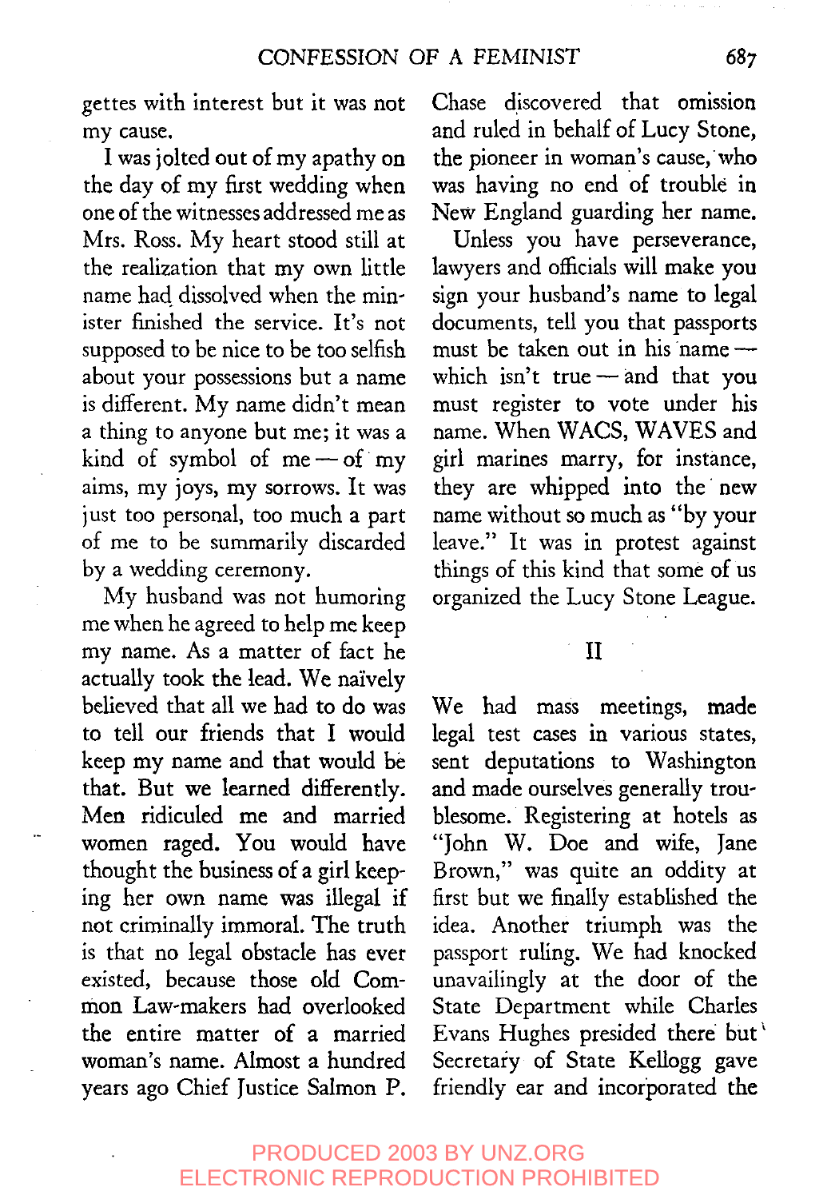gettes with interest but it was not my cause.

I was jolted out of my apathy on the day of my first wedding when one of the witnesses addressed me as Mrs. Ross. My heart stood still at the realization that my own little name had dissolved when the minister finished the service. It's not supposed to be nice to be too selfish about your possessions but a name is different. My name didn't mean a thing to anyone but me; it was a kind of symbol of me — of my aims, my joys, my sorrows. It was just too personal, too much a part of me to be summarily discarded by a wedding ceremony.

My husband was not humoring me when he agreed to help me keep my name. As a matter of fact he actually took the lead. We naïvely believed that all we had to do was to tell our friends that I would keep my name and that would be that. But we learned differently. Men ridiculed me and married women raged. You would have thought the business of a girl keeping her own name was illegal if not criminally immoral. The truth is that no legal obstacle has ever existed, because those old Common Law-makers had overlooked the entire matter of a married woman's name. Almost a hundred years ago Chief Justice Salmon P. Chase discovered that omission and ruled in behalf of Lucy Stone, the pioneer in woman's cause, who was having no end of trouble in New England guarding her name.

Unless you have perseverance, lawyers and officials will make you sign your husband's name to legal documents, tell you that passports must be taken out in his name — which isn't true — and that you must register to vote under his name. When WACS, WAVES and girl marines marry, for instance, they are whipped into the new name without so much as "by your leave." It was in protest against things of this kind that some of us organized the Lucy Stone League.

## II

We had mass meetings, made legal test cases in various states, sent deputations to Washington and made ourselves generally troublesome. Registering at hotels as "John W. Doe and wife, Jane Brown," was quite an oddity at first but we finally established the idea. Another triumph was the passport ruling. We had knocked unavailingly at the door of the State Department while Charles Evans Hughes presided there but Secretary of State Kellogg gave friendly ear and incorporated the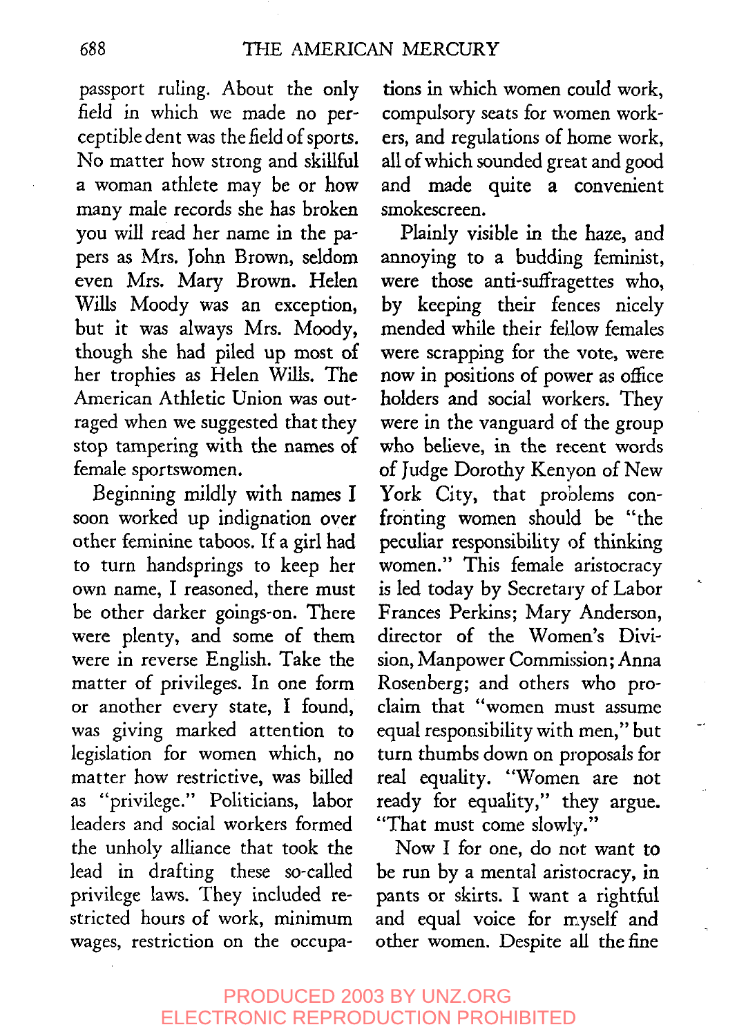passport ruling. About the only field in which we made no perceptible dent was the field of sports. No matter how strong and skillful a woman athlete may be or how many male records she has broken you will read her name in the papers as Mrs. John Brown, seldom even Mrs. Mary Brown. Helen Wills Moody was an exception, but it was always Mrs. Moody, though she had piled up most of her trophies as Helen Wills. The American Athletic Union was outraged when we suggested that they stop tampering with the names of female sportswomen.

Beginning mildly with names I soon worked up indignation over other feminine taboos. If a girl had to turn handsprings to keep her own name, I reasoned, there must be other darker goings-on. There were plenty, and some of them were in reverse English. Take the matter of privileges. In one form or another every state, I found, was giving marked attention to legislation for women which, no matter how restrictive, was billed as "privilege." Politicians, labor leaders and social workers formed the unholy alliance that took the lead in drafting these so-called privilege laws. They included restricted hours of work, minimum wages, restriction on the occupations in which women could work, compulsory seats for women workers, and regulations of home work, all of which sounded great and good and made quite a convenient smokescreen.

Plainly visible in the haze, and annoying to a budding feminist, were those anti-suffragettes who, by keeping their fences nicely mended while their fellow females were scrapping for the vote, were now in positions of power as office holders and social workers. They were in the vanguard of the group who believe, in the recent words of Judge Dorothy Kenyon of New York City, that problems confronting women should be "the peculiar responsibility of thinking women." This female aristocracy is led today by Secretary of Labor Frances Perkins; Mary Anderson, director of the Women's Division, Manpower Commission; Anna Rosenberg; and others who proclaim that "women must assume equal responsibility with men," but turn thumbs down on proposals for real equality. "Women are not ready for equality," they argue. "That must come slowly."

Now I for one, do not want to be run by a mental aristocracy, in pants or skirts. I want a rightful and equal voice for myself and other women. Despite all the fine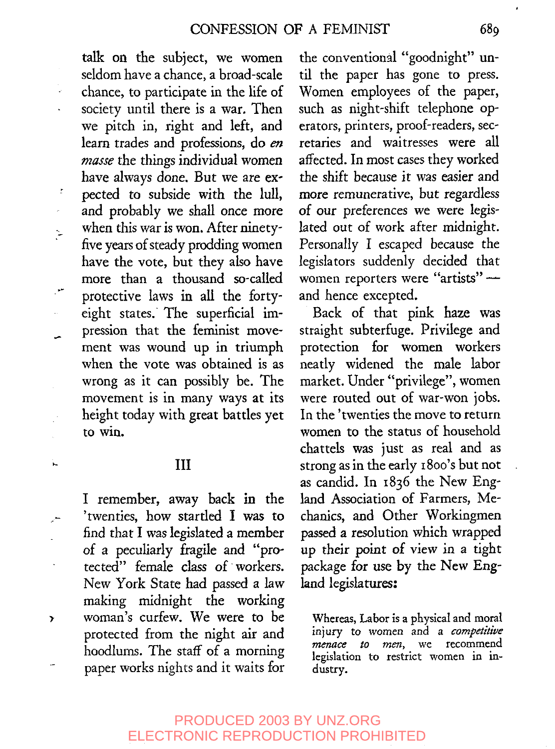talk on the subject, we women seldom have a chance, a broad-scale chance, to participate in the life of society until there is a war. Then we pitch in, right and left, and learn trades and professions, do *en masse* the things individual women have always done. But we are expected to subside with the lull, and probably we shall once more when this war is won. After ninety-five years of steady prodding women have the vote, but they also have more than a thousand so-called protective laws in all the forty-eight states. The superficial impression that the feminist movement was wound up in triumph when the vote was obtained is as wrong as it can possibly be. The movement is in many ways at its height today with great battles yet to win.

## III

I remember, away back in the 'twenties, how startled I was to find that I was legislated a member of a peculiarly fragile and "protected" female class of workers. New York State had passed a law making midnight the working woman's curfew. We were to be protected from the night air and hoodlums. The staff of a morning paper works nights and it waits for the conventional "goodnight" until the paper has gone to press. Women employees of the paper, such as night-shift telephone operators, printers, proof-readers, secretaries and waitresses were all affected. In most cases they worked the shift because it was easier and more remunerative, but regardless of our preferences we were legislated out of work after midnight. Personally I escaped because the legislators suddenly decided that women reporters were "artists" — and hence excepted.

Back of that pink haze was straight subterfuge. Privilege and protection for women workers neatly widened the male labor market. Under "privilege", women were routed out of war-won jobs. In the 'twenties the move to return women to the status of household chattels was just as real and as strong as in the early 1800's but not as candid. In 1836 the New England Association of Farmers, Mechanics, and Other Workingmen passed a resolution which wrapped up their point of view in a tight package for use by the New England legislatures:

> Whereas, Labor is a physical and moral injury to women and a *competitive menace to men*, we recommend legislation to restrict women in industry.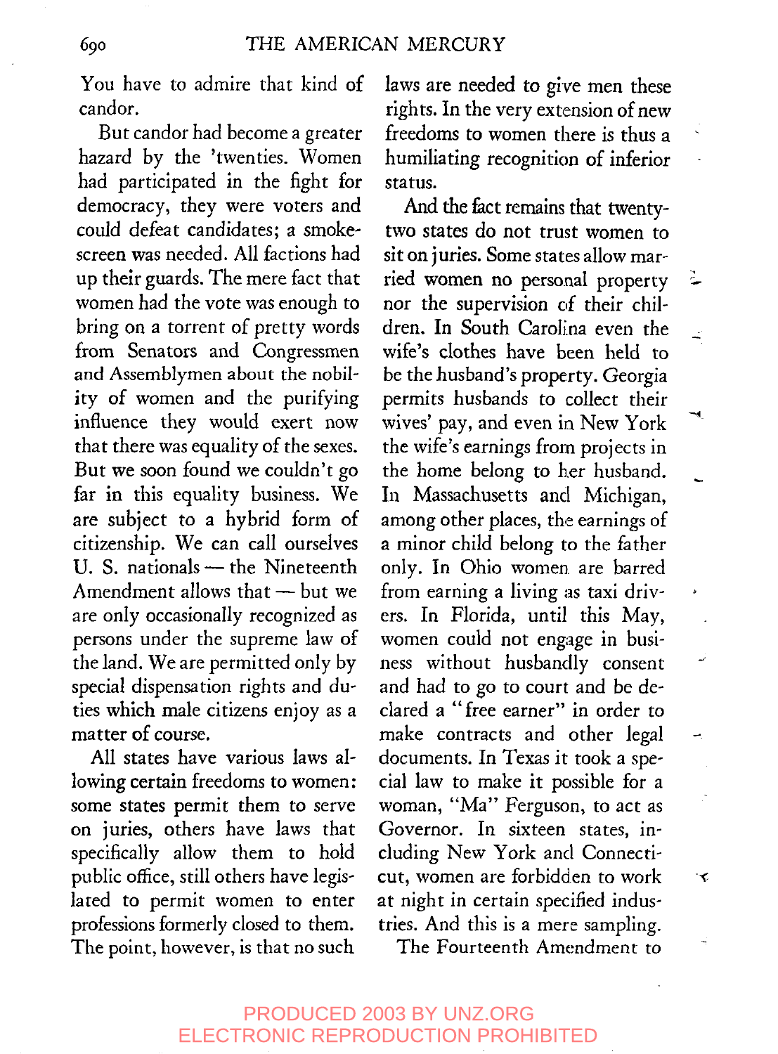You have to admire that kind of candor.

But candor had become a greater hazard by the 'twenties. Women had participated in the fight for democracy, they were voters and could defeat candidates; a smoke-screen was needed. All factions had up their guards. The mere fact that women had the vote was enough to bring on a torrent of pretty words from Senators and Congressmen and Assemblymen about the nobility of women and the purifying influence they would exert now that there was equality of the sexes. But we soon found we couldn't go far in this equality business. We are subject to a hybrid form of citizenship. We can call ourselves U. S. nationals — the Nineteenth Amendment allows that — but we are only occasionally recognized as persons under the supreme law of the land. We are permitted only by special dispensation rights and duties which male citizens enjoy as a matter of course.

All states have various laws allowing certain freedoms to women: some states permit them to serve on juries, others have laws that specifically allow them to hold public office, still others have legislated to permit women to enter professions formerly closed to them. The point, however, is that no such laws are needed to give men these rights. In the very extension of new freedoms to women there is thus a humiliating recognition of inferior status.

And the fact remains that twenty-two states do not trust women to sit on juries. Some states allow married women no personal property nor the supervision of their children. In South Carolina even the wife's clothes have been held to be the husband's property. Georgia permits husbands to collect their wives' pay, and even in New York the wife's earnings from projects in the home belong to her husband. In Massachusetts and Michigan, among other places, the earnings of a minor child belong to the father only. In Ohio women are barred from earning a living as taxi drivers. In Florida, until this May, women could not engage in business without husbandly consent and had to go to court and be declared a "free earner" in order to make contracts and other legal documents. In Texas it took a special law to make it possible for a woman, "Ma" Ferguson, to act as Governor. In sixteen states, including New York and Connecticut, women are forbidden to work at night in certain specified industries. And this is a mere sampling.

The Fourteenth Amendment to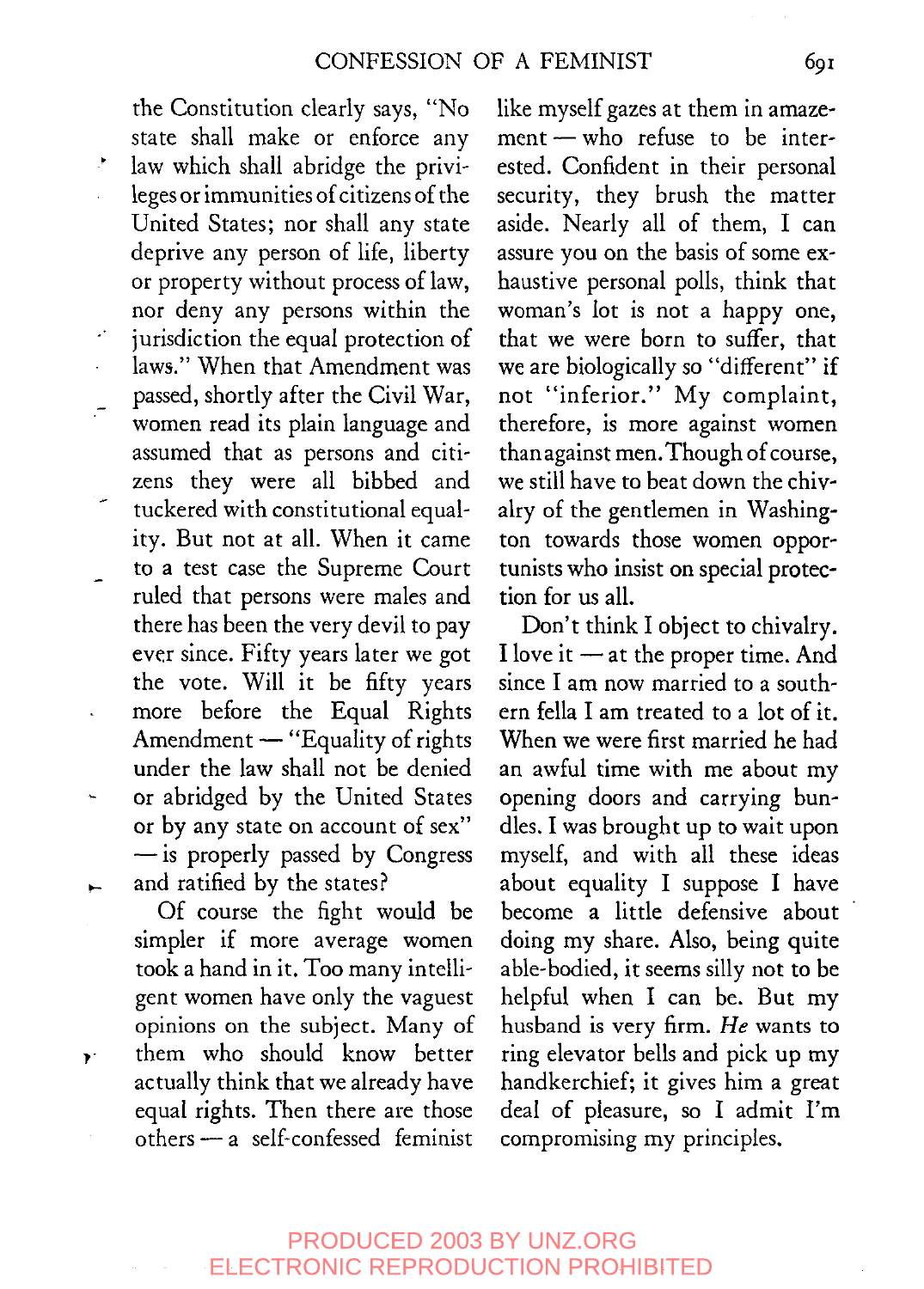the Constitution clearly says, "No state shall make or enforce any law which shall abridge the privileges or immunities of citizens of the United States; nor shall any state deprive any person of life, liberty or property without process of law, nor deny any persons within the jurisdiction the equal protection of laws." When that Amendment was passed, shortly after the Civil War, women read its plain language and assumed that as persons and citizens they were all bibbed and tuckered with constitutional equality. But not at all. When it came to a test case the Supreme Court ruled that persons were males and there has been the very devil to pay ever since. Fifty years later we got the vote. Will it be fifty years more before the Equal Rights Amendment — "Equality of rights under the law shall not be denied or abridged by the United States or by any state on account of sex" — is properly passed by Congress and ratified by the states?

Of course the fight would be simpler if more average women took a hand in it. Too many intelligent women have only the vaguest opinions on the subject. Many of them who should know better actually think that we already have equal rights. Then there are those others — a self-confessed feminist like myself gazes at them in amazement — who refuse to be interested. Confident in their personal security, they brush the matter aside. Nearly all of them, I can assure you on the basis of some exhaustive personal polls, think that woman's lot is not a happy one, that we were born to suffer, that we are biologically so "different" if not "inferior." My complaint, therefore, is more against women than against men. Though of course, we still have to beat down the chivalry of the gentlemen in Washington towards those women opportunists who insist on special protection for us all.

Don't think I object to chivalry. I love it — at the proper time. And since I am now married to a southern fella I am treated to a lot of it. When we were first married he had an awful time with me about my opening doors and carrying bundles. I was brought up to wait upon myself, and with all these ideas about equality I suppose I have become a little defensive about doing my share. Also, being quite able-bodied, it seems silly not to be helpful when I can be. But my husband is very firm. *He* wants to ring elevator bells and pick up my handkerchief; it gives him a great deal of pleasure, so I admit I'm compromising my principles.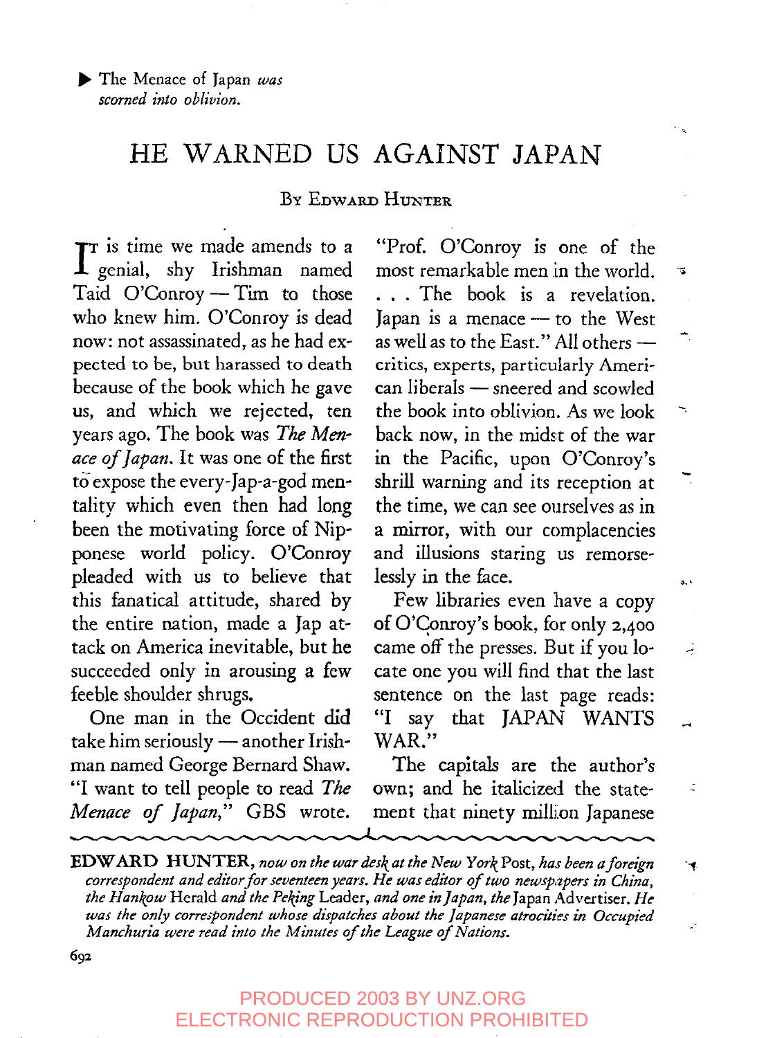▶ The Menace of Japan *was scorned into oblivion.*

# HE WARNED US AGAINST JAPAN

By Edward Hunter

It is time we made amends to a genial, shy Irishman named Taid O'Conroy — Tim to those who knew him. O'Conroy is dead now: not assassinated, as he had expected to be, but harassed to death because of the book which he gave us, and which we rejected, ten years ago. The book was *The Menace of Japan.* It was one of the first to expose the every-Jap-a-god mentality which even then had long been the motivating force of Nipponese world policy. O'Conroy pleaded with us to believe that this fanatical attitude, shared by the entire nation, made a Jap attack on America inevitable, but he succeeded only in arousing a few feeble shoulder shrugs.

One man in the Occident did take him seriously — another Irishman named George Bernard Shaw. "I want to tell people to read *The Menace of Japan,*" GBS wrote. "Prof. O'Conroy is one of the most remarkable men in the world. . . . The book is a revelation. Japan is a menace — to the West as well as to the East." All others — critics, experts, particularly American liberals — sneered and scowled the book into oblivion. As we look back now, in the midst of the war in the Pacific, upon O'Conroy's shrill warning and its reception at the time, we can see ourselves as in a mirror, with our complacencies and illusions staring us remorselessly in the face.

Few libraries even have a copy of O'Conroy's book, for only 2,400 came off the presses. But if you locate one you will find that the last sentence on the last page reads: "I say that JAPAN WANTS WAR."

The capitals are the author's own; and he italicized the statement that ninety million Japanese

---

**EDWARD HUNTER,** *now on the war desk at the New York* Post, *has been a foreign correspondent and editor for seventeen years. He was editor of two newspapers in China, the Hankow* Herald *and the Peking* Leader, *and one in Japan, the* Japan Advertiser. *He was the only correspondent whose dispatches about the Japanese atrocities in Occupied Manchuria were read into the Minutes of the League of Nations.*